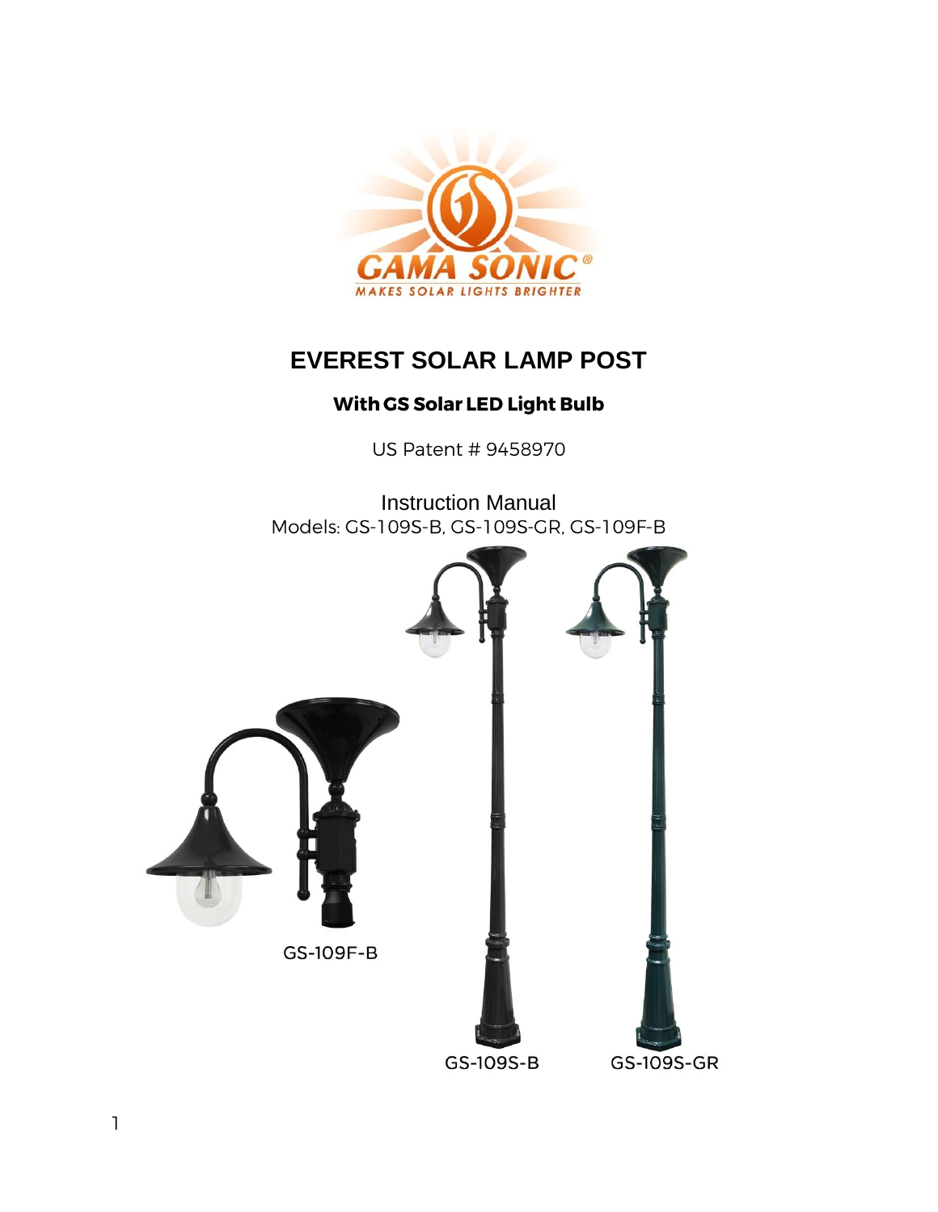GAMA SONIC®

MAKES SOLAR LIGHTS BRIGHTER

# EVEREST SOLAR LAMP POST

**With GS Solar LED Light Bulb**

US Patent # 9458970

Instruction Manual

Models: GS-109S-B, GS-109S-GR, GS-109F-B

GS-109F-B

GS-109S-B

GS-109S-GR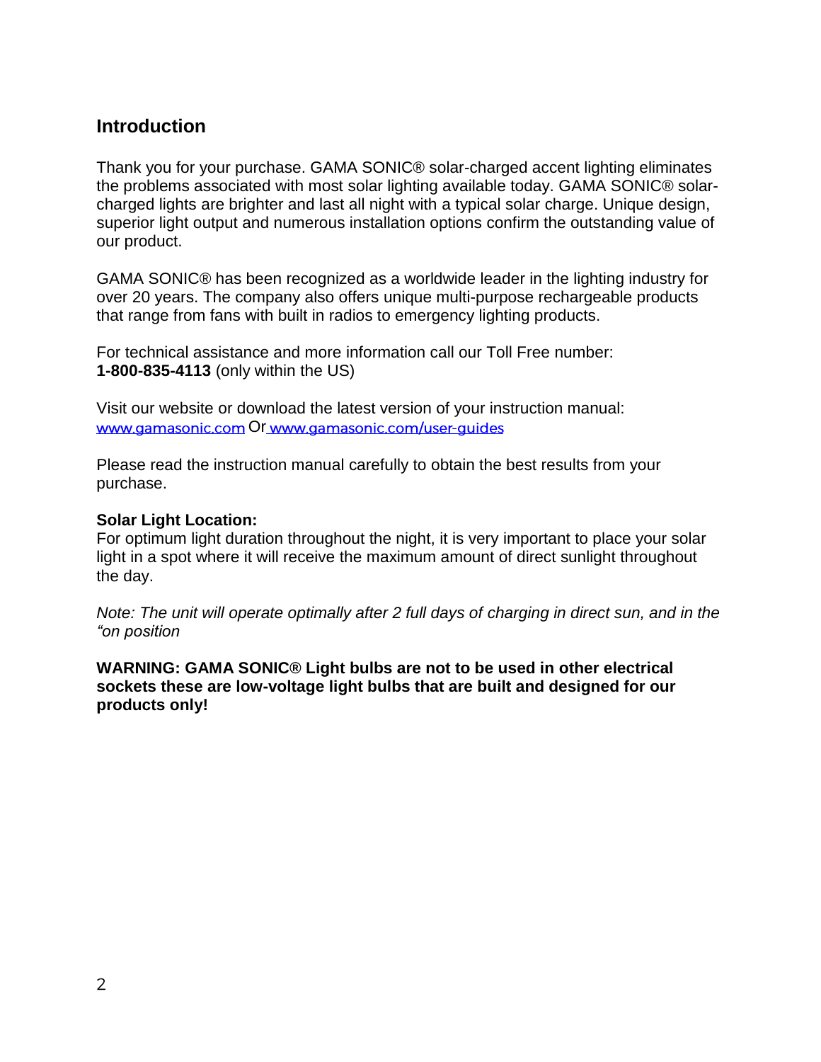## Introduction

Thank you for your purchase. GAMA SONIC® solar-charged accent lighting eliminates the problems associated with most solar lighting available today. GAMA SONIC® solar-charged lights are brighter and last all night with a typical solar charge. Unique design, superior light output and numerous installation options confirm the outstanding value of our product.

GAMA SONIC® has been recognized as a worldwide leader in the lighting industry for over 20 years. The company also offers unique multi-purpose rechargeable products that range from fans with built in radios to emergency lighting products.

For technical assistance and more information call our Toll Free number:
**1-800-835-4113** (only within the US)

Visit our website or download the latest version of your instruction manual:
www.gamasonic.com Or www.gamasonic.com/user-guides

Please read the instruction manual carefully to obtain the best results from your purchase.

**Solar Light Location:**
For optimum light duration throughout the night, it is very important to place your solar light in a spot where it will receive the maximum amount of direct sunlight throughout the day.

*Note: The unit will operate optimally after 2 full days of charging in direct sun, and in the "on position*

**WARNING: GAMA SONIC® Light bulbs are not to be used in other electrical sockets these are low-voltage light bulbs that are built and designed for our products only!**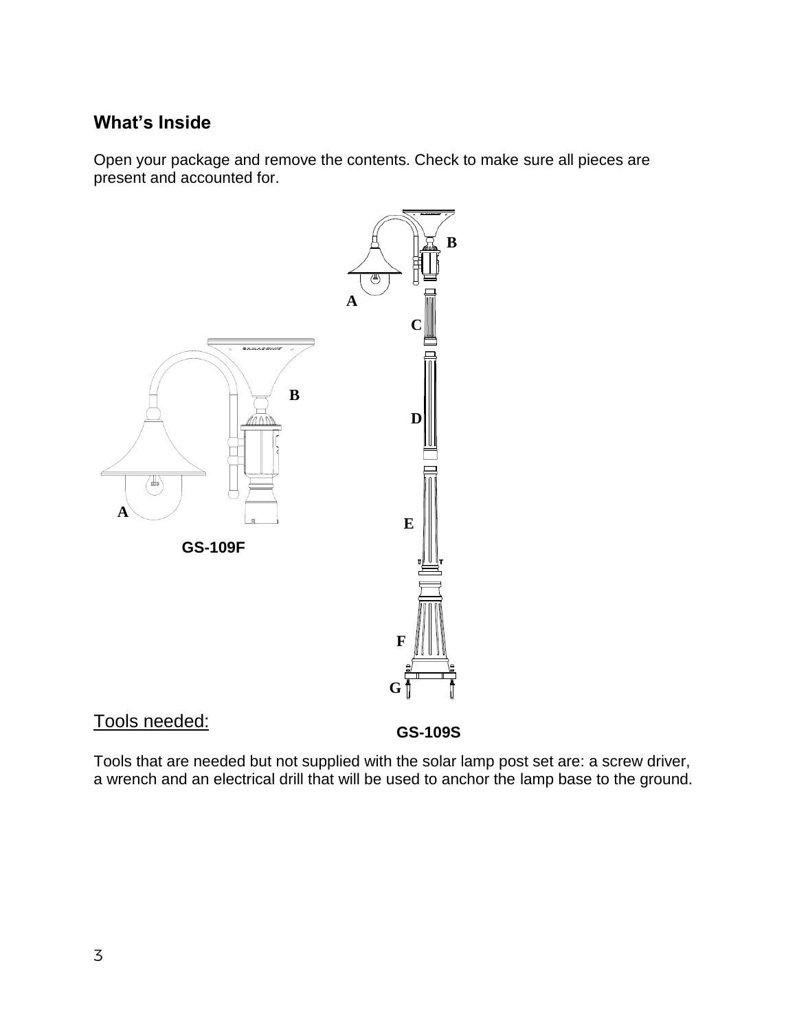## What's Inside

Open your package and remove the contents. Check to make sure all pieces are present and accounted for.

GS-109F

GS-109S

## Tools needed:

Tools that are needed but not supplied with the solar lamp post set are: a screw driver, a wrench and an electrical drill that will be used to anchor the lamp base to the ground.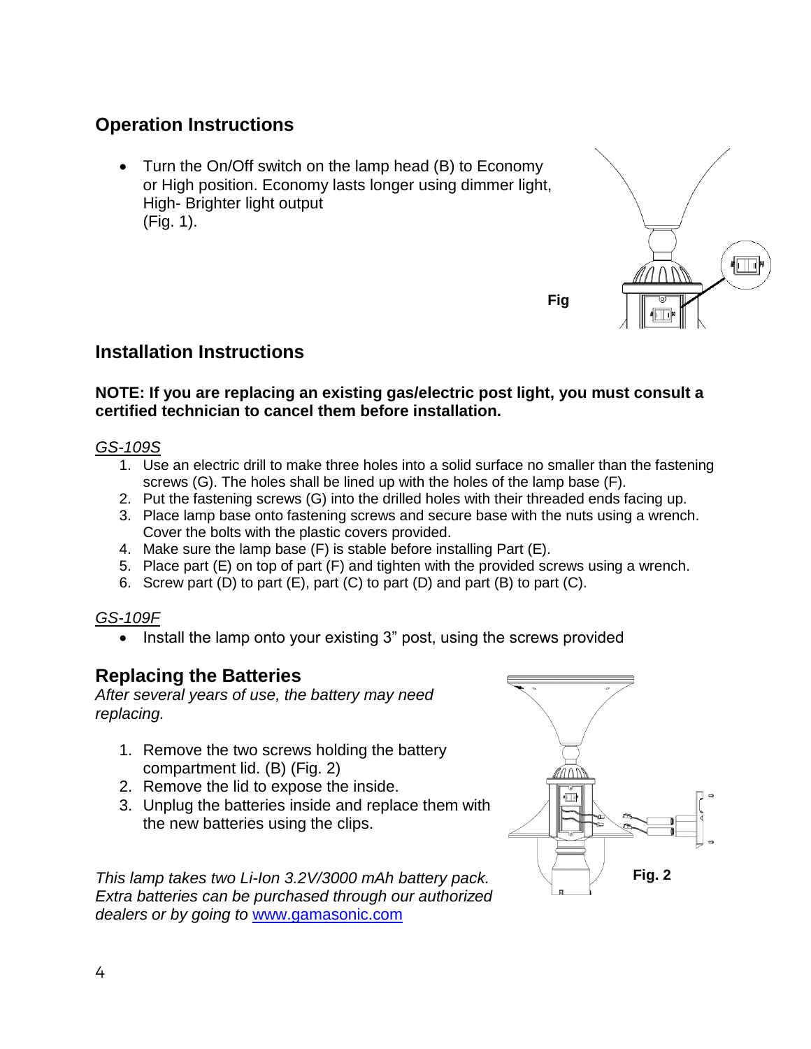## Operation Instructions

- Turn the On/Off switch on the lamp head (B) to Economy or High position. Economy lasts longer using dimmer light, High- Brighter light output (Fig. 1).

Fig

## Installation Instructions

**NOTE: If you are replacing an existing gas/electric post light, you must consult a certified technician to cancel them before installation.**

GS-109S

1. Use an electric drill to make three holes into a solid surface no smaller than the fastening screws (G). The holes shall be lined up with the holes of the lamp base (F).
2. Put the fastening screws (G) into the drilled holes with their threaded ends facing up.
3. Place lamp base onto fastening screws and secure base with the nuts using a wrench. Cover the bolts with the plastic covers provided.
4. Make sure the lamp base (F) is stable before installing Part (E).
5. Place part (E) on top of part (F) and tighten with the provided screws using a wrench.
6. Screw part (D) to part (E), part (C) to part (D) and part (B) to part (C).

GS-109F

- Install the lamp onto your existing 3" post, using the screws provided

## Replacing the Batteries

*After several years of use, the battery may need replacing.*

1. Remove the two screws holding the battery compartment lid. (B) (Fig. 2)
2. Remove the lid to expose the inside.
3. Unplug the batteries inside and replace them with the new batteries using the clips.

*This lamp takes two Li-Ion 3.2V/3000 mAh battery pack. Extra batteries can be purchased through our authorized dealers or by going to* www.gamasonic.com

**Fig. 2**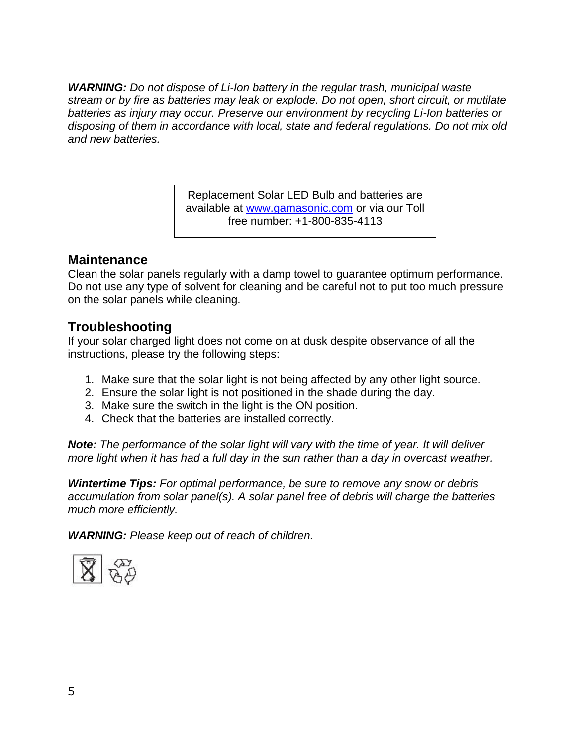***WARNING:*** *Do not dispose of Li-Ion battery in the regular trash, municipal waste stream or by fire as batteries may leak or explode. Do not open, short circuit, or mutilate batteries as injury may occur. Preserve our environment by recycling Li-Ion batteries or disposing of them in accordance with local, state and federal regulations. Do not mix old and new batteries.*

Replacement Solar LED Bulb and batteries are available at [www.gamasonic.com](http://www.gamasonic.com) or via our Toll free number: +1-800-835-4113

## Maintenance

Clean the solar panels regularly with a damp towel to guarantee optimum performance. Do not use any type of solvent for cleaning and be careful not to put too much pressure on the solar panels while cleaning.

## Troubleshooting

If your solar charged light does not come on at dusk despite observance of all the instructions, please try the following steps:

1. Make sure that the solar light is not being affected by any other light source.
2. Ensure the solar light is not positioned in the shade during the day.
3. Make sure the switch in the light is the ON position.
4. Check that the batteries are installed correctly.

***Note:*** *The performance of the solar light will vary with the time of year. It will deliver more light when it has had a full day in the sun rather than a day in overcast weather.*

***Wintertime Tips:*** *For optimal performance, be sure to remove any snow or debris accumulation from solar panel(s). A solar panel free of debris will charge the batteries much more efficiently.*

***WARNING:*** *Please keep out of reach of children.*